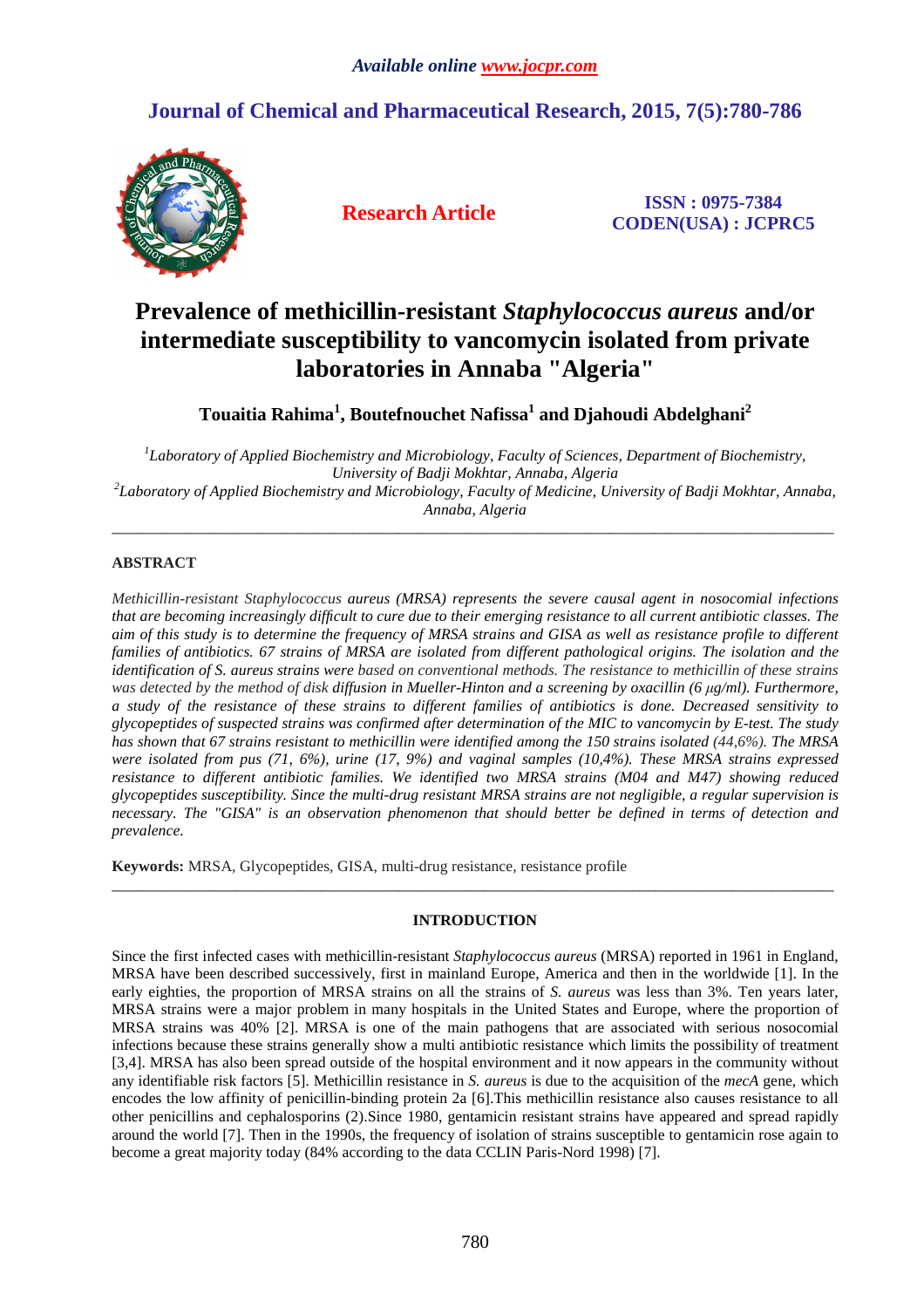*Available online www.jocpr.com*

**Journal of Chemical and Pharmaceutical Research, 2015, 7(5):780-786**

**Research Article**

**ISSN : 0975-7384**
**CODEN(USA) : JCPRC5**

# Prevalence of methicillin-resistant *Staphylococcus aureus* and/or intermediate susceptibility to vancomycin isolated from private laboratories in Annaba "Algeria"

**Touaitia Rahima[1], Boutefnouchet Nafissa[1] and Djahoudi Abdelghani[2]**

[1]*Laboratory of Applied Biochemistry and Microbiology, Faculty of Sciences, Department of Biochemistry, University of Badji Mokhtar, Annaba, Algeria*
[2]*Laboratory of Applied Biochemistry and Microbiology, Faculty of Medicine, University of Badji Mokhtar, Annaba, Annaba, Algeria*

---

## ABSTRACT

*Methicillin-resistant Staphylococcus aureus (MRSA) represents the severe causal agent in nosocomial infections that are becoming increasingly difficult to cure due to their emerging resistance to all current antibiotic classes. The aim of this study is to determine the frequency of MRSA strains and GISA as well as resistance profile to different families of antibiotics. 67 strains of MRSA are isolated from different pathological origins. The isolation and the identification of S. aureus strains were based on conventional methods. The resistance to methicillin of these strains was detected by the method of disk diffusion in Mueller-Hinton and a screening by oxacillin (6 μg/ml). Furthermore, a study of the resistance of these strains to different families of antibiotics is done. Decreased sensitivity to glycopeptides of suspected strains was confirmed after determination of the MIC to vancomycin by E-test. The study has shown that 67 strains resistant to methicillin were identified among the 150 strains isolated (44,6%). The MRSA were isolated from pus (71, 6%), urine (17, 9%) and vaginal samples (10,4%). These MRSA strains expressed resistance to different antibiotic families. We identified two MRSA strains (M04 and M47) showing reduced glycopeptides susceptibility. Since the multi-drug resistant MRSA strains are not negligible, a regular supervision is necessary. The "GISA" is an observation phenomenon that should better be defined in terms of detection and prevalence.*

**Keywords:** MRSA, Glycopeptides, GISA, multi-drug resistance, resistance profile

---

## INTRODUCTION

Since the first infected cases with methicillin-resistant *Staphylococcus aureus* (MRSA) reported in 1961 in England, MRSA have been described successively, first in mainland Europe, America and then in the worldwide [1]. In the early eighties, the proportion of MRSA strains on all the strains of *S. aureus* was less than 3%. Ten years later, MRSA strains were a major problem in many hospitals in the United States and Europe, where the proportion of MRSA strains was 40% [2]. MRSA is one of the main pathogens that are associated with serious nosocomial infections because these strains generally show a multi antibiotic resistance which limits the possibility of treatment [3,4]. MRSA has also been spread outside of the hospital environment and it now appears in the community without any identifiable risk factors [5]. Methicillin resistance in *S. aureus* is due to the acquisition of the *mecA* gene, which encodes the low affinity of penicillin-binding protein 2a [6].This methicillin resistance also causes resistance to all other penicillins and cephalosporins (2).Since 1980, gentamicin resistant strains have appeared and spread rapidly around the world [7]. Then in the 1990s, the frequency of isolation of strains susceptible to gentamicin rose again to become a great majority today (84% according to the data CCLIN Paris-Nord 1998) [7].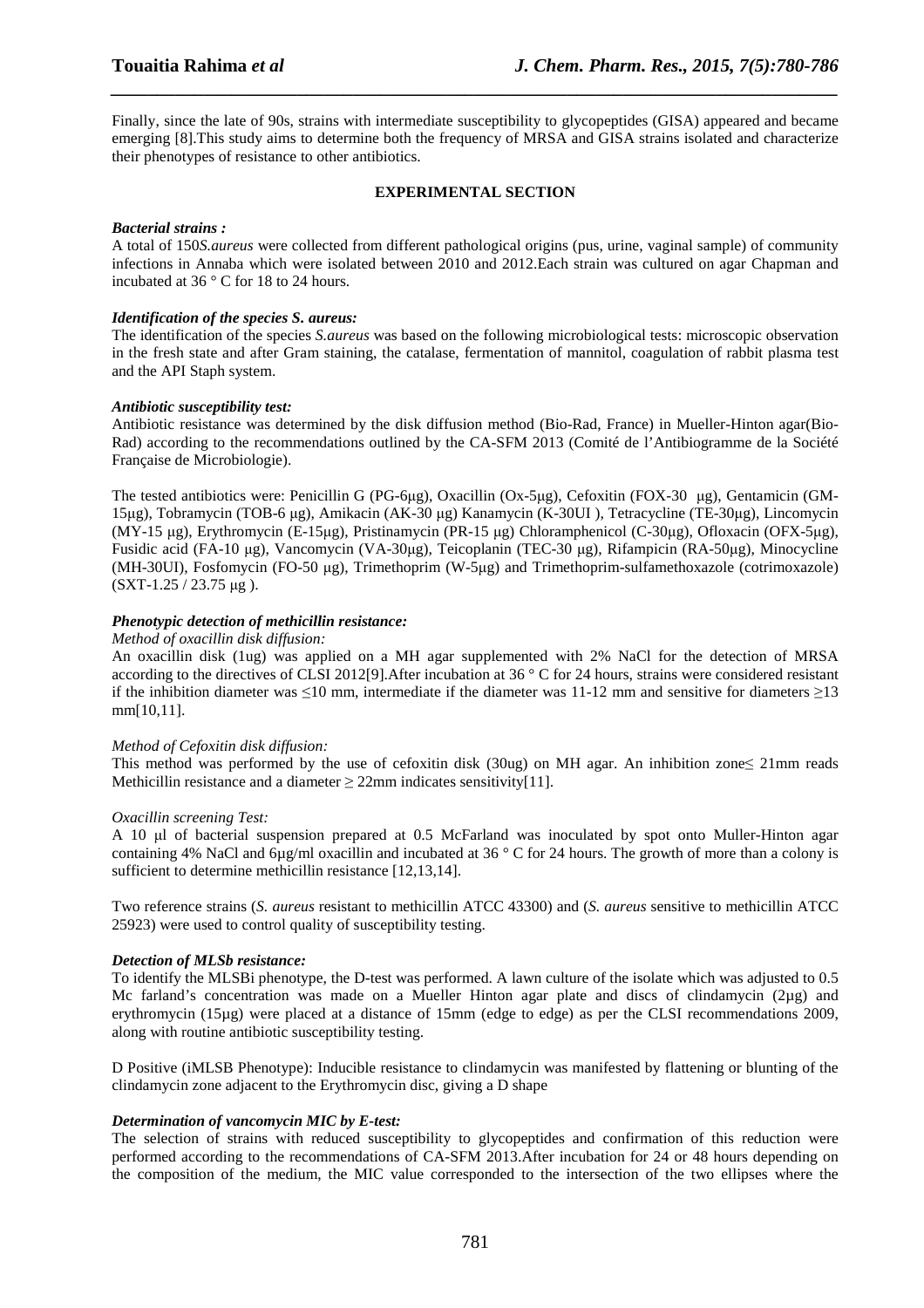Finally, since the late of 90s, strains with intermediate susceptibility to glycopeptides (GISA) appeared and became emerging [8].This study aims to determine both the frequency of MRSA and GISA strains isolated and characterize their phenotypes of resistance to other antibiotics.

## EXPERIMENTAL SECTION

***Bacterial strains :***

A total of 150*S.aureus* were collected from different pathological origins (pus, urine, vaginal sample) of community infections in Annaba which were isolated between 2010 and 2012.Each strain was cultured on agar Chapman and incubated at 36 ° C for 18 to 24 hours.

***Identification of the species S. aureus:***

The identification of the species *S.aureus* was based on the following microbiological tests: microscopic observation in the fresh state and after Gram staining, the catalase, fermentation of mannitol, coagulation of rabbit plasma test and the API Staph system.

***Antibiotic susceptibility test:***

Antibiotic resistance was determined by the disk diffusion method (Bio-Rad, France) in Mueller-Hinton agar(Bio-Rad) according to the recommendations outlined by the CA-SFM 2013 (Comité de l'Antibiogramme de la Société Française de Microbiologie).

The tested antibiotics were: Penicillin G (PG-6μg), Oxacillin (Ox-5μg), Cefoxitin (FOX-30 μg), Gentamicin (GM-15μg), Tobramycin (TOB-6 μg), Amikacin (AK-30 μg) Kanamycin (K-30UI ), Tetracycline (TE-30μg), Lincomycin (MY-15 μg), Erythromycin (E-15μg), Pristinamycin (PR-15 μg) Chloramphenicol (C-30μg), Ofloxacin (OFX-5μg), Fusidic acid (FA-10 μg), Vancomycin (VA-30μg), Teicoplanin (TEC-30 μg), Rifampicin (RA-50μg), Minocycline (MH-30UI), Fosfomycin (FO-50 μg), Trimethoprim (W-5μg) and Trimethoprim-sulfamethoxazole (cotrimoxazole) (SXT-1.25 / 23.75 μg ).

***Phenotypic detection of methicillin resistance:***

*Method of oxacillin disk diffusion:*

An oxacillin disk (1ug) was applied on a MH agar supplemented with 2% NaCl for the detection of MRSA according to the directives of CLSI 2012[9].After incubation at 36 ° C for 24 hours, strains were considered resistant if the inhibition diameter was ≤10 mm, intermediate if the diameter was 11-12 mm and sensitive for diameters ≥13 mm[10,11].

*Method of Cefoxitin disk diffusion:*

This method was performed by the use of cefoxitin disk (30ug) on MH agar. An inhibition zone≤ 21mm reads Methicillin resistance and a diameter ≥ 22mm indicates sensitivity[11].

*Oxacillin screening Test:*

A 10 μl of bacterial suspension prepared at 0.5 McFarland was inoculated by spot onto Muller-Hinton agar containing 4% NaCl and 6μg/ml oxacillin and incubated at 36 ° C for 24 hours. The growth of more than a colony is sufficient to determine methicillin resistance [12,13,14].

Two reference strains (*S. aureus* resistant to methicillin ATCC 43300) and (*S. aureus* sensitive to methicillin ATCC 25923) were used to control quality of susceptibility testing.

***Detection of MLSb resistance:***

To identify the MLSBi phenotype, the D-test was performed. A lawn culture of the isolate which was adjusted to 0.5 Mc farland's concentration was made on a Mueller Hinton agar plate and discs of clindamycin (2μg) and erythromycin (15μg) were placed at a distance of 15mm (edge to edge) as per the CLSI recommendations 2009, along with routine antibiotic susceptibility testing.

D Positive (iMLSB Phenotype): Inducible resistance to clindamycin was manifested by flattening or blunting of the clindamycin zone adjacent to the Erythromycin disc, giving a D shape

***Determination of vancomycin MIC by E-test:***

The selection of strains with reduced susceptibility to glycopeptides and confirmation of this reduction were performed according to the recommendations of CA-SFM 2013.After incubation for 24 or 48 hours depending on the composition of the medium, the MIC value corresponded to the intersection of the two ellipses where the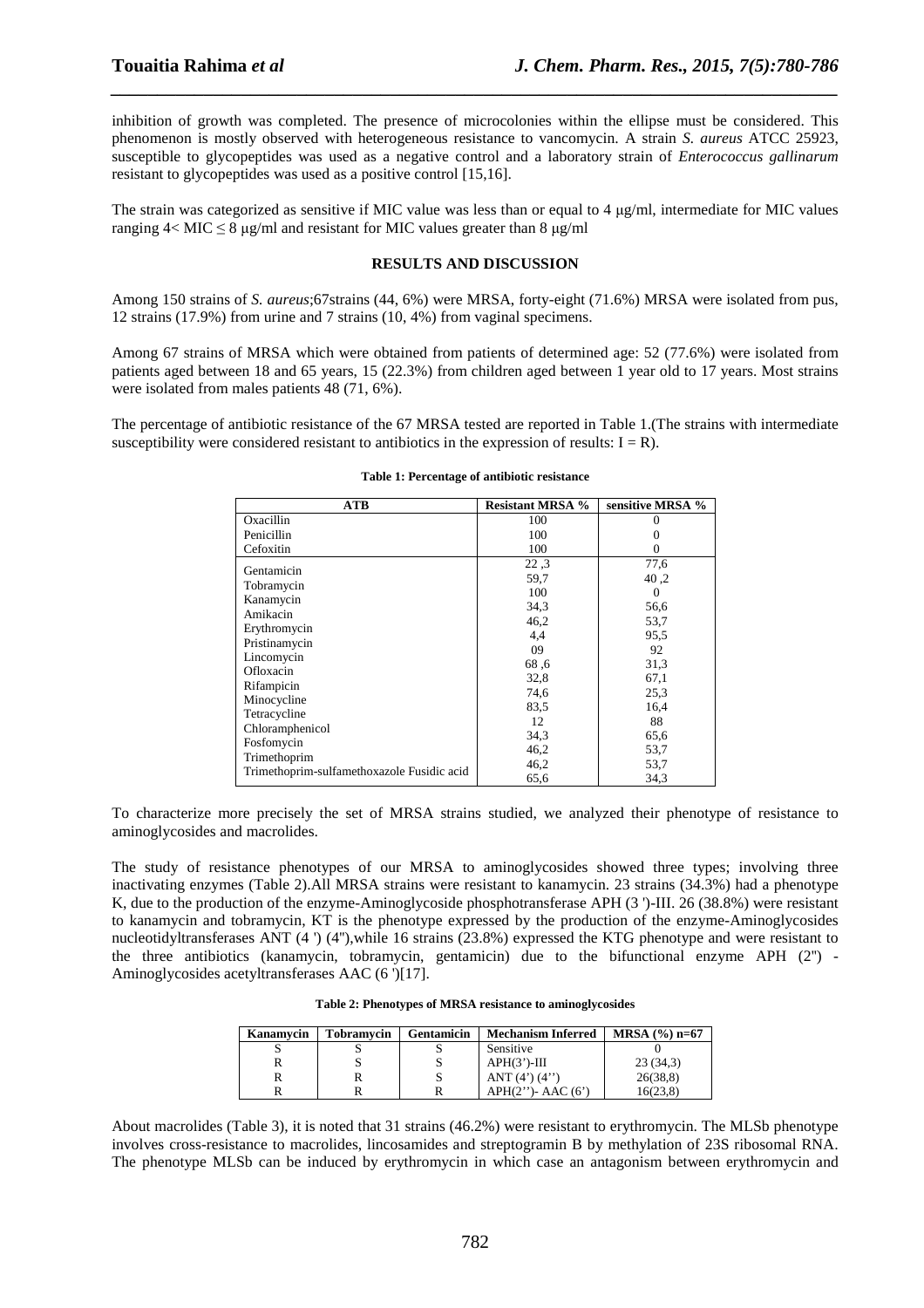inhibition of growth was completed. The presence of microcolonies within the ellipse must be considered. This phenomenon is mostly observed with heterogeneous resistance to vancomycin. A strain *S. aureus* ATCC 25923, susceptible to glycopeptides was used as a negative control and a laboratory strain of *Enterococcus gallinarum* resistant to glycopeptides was used as a positive control [15,16].

The strain was categorized as sensitive if MIC value was less than or equal to 4 µg/ml, intermediate for MIC values ranging $4 < MIC \leq 8$ µg/ml and resistant for MIC values greater than 8 µg/ml

## RESULTS AND DISCUSSION

Among 150 strains of *S. aureus*;67strains (44, 6%) were MRSA, forty-eight (71.6%) MRSA were isolated from pus, 12 strains (17.9%) from urine and 7 strains (10, 4%) from vaginal specimens.

Among 67 strains of MRSA which were obtained from patients of determined age: 52 (77.6%) were isolated from patients aged between 18 and 65 years, 15 (22.3%) from children aged between 1 year old to 17 years. Most strains were isolated from males patients 48 (71, 6%).

The percentage of antibiotic resistance of the 67 MRSA tested are reported in Table 1.(The strains with intermediate susceptibility were considered resistant to antibiotics in the expression of results: I = R).

**Table 1: Percentage of antibiotic resistance**

| ATB | Resistant MRSA % | sensitive MRSA % |
|---|---|---|
| Oxacillin | 100 | 0 |
| Penicillin | 100 | 0 |
| Cefoxitin | 100 | 0 |
| Gentamicin | 22 ,3 | 77,6 |
| Tobramycin | 59,7 | 40 ,2 |
| Kanamycin | 100 | 0 |
| Amikacin | 34,3 | 56,6 |
| Erythromycin | 46,2 | 53,7 |
| Pristinamycin | 4,4 | 95,5 |
| Lincomycin | 09 | 92 |
| Ofloxacin | 68 ,6 | 31,3 |
| Rifampicin | 32,8 | 67,1 |
| Minocycline | 74,6 | 25,3 |
| Tetracycline | 83,5 | 16,4 |
| Chloramphenicol | 12 | 88 |
| Fosfomycin | 34,3 | 65,6 |
| Trimethoprim | 46,2 | 53,7 |
| Trimethoprim-sulfamethoxazole | 46,2 | 53,7 |
| Fusidic acid | 65,6 | 34,3 |

To characterize more precisely the set of MRSA strains studied, we analyzed their phenotype of resistance to aminoglycosides and macrolides.

The study of resistance phenotypes of our MRSA to aminoglycosides showed three types; involving three inactivating enzymes (Table 2).All MRSA strains were resistant to kanamycin. 23 strains (34.3%) had a phenotype K, due to the production of the enzyme-Aminoglycoside phosphotransferase APH (3 ')-III. 26 (38.8%) were resistant to kanamycin and tobramycin, KT is the phenotype expressed by the production of the enzyme-Aminoglycosides nucleotidyltransferases ANT (4 ') (4''),while 16 strains (23.8%) expressed the KTG phenotype and were resistant to the three antibiotics (kanamycin, tobramycin, gentamicin) due to the bifunctional enzyme APH (2'') - Aminoglycosides acetyltransferases AAC (6 ')[17].

**Table 2: Phenotypes of MRSA resistance to aminoglycosides**

| Kanamycin | Tobramycin | Gentamicin | Mechanism Inferred | MRSA (%) n=67 |
|---|---|---|---|---|
| S | S | S | Sensitive | 0 |
| R | S | S | APH(3')-III | 23 (34,3) |
| R | R | S | ANT (4') (4'') | 26(38,8) |
| R | R | R | APH(2'')- AAC (6') | 16(23,8) |

About macrolides (Table 3), it is noted that 31 strains (46.2%) were resistant to erythromycin. The MLSb phenotype involves cross-resistance to macrolides, lincosamides and streptogramin B by methylation of 23S ribosomal RNA. The phenotype MLSb can be induced by erythromycin in which case an antagonism between erythromycin and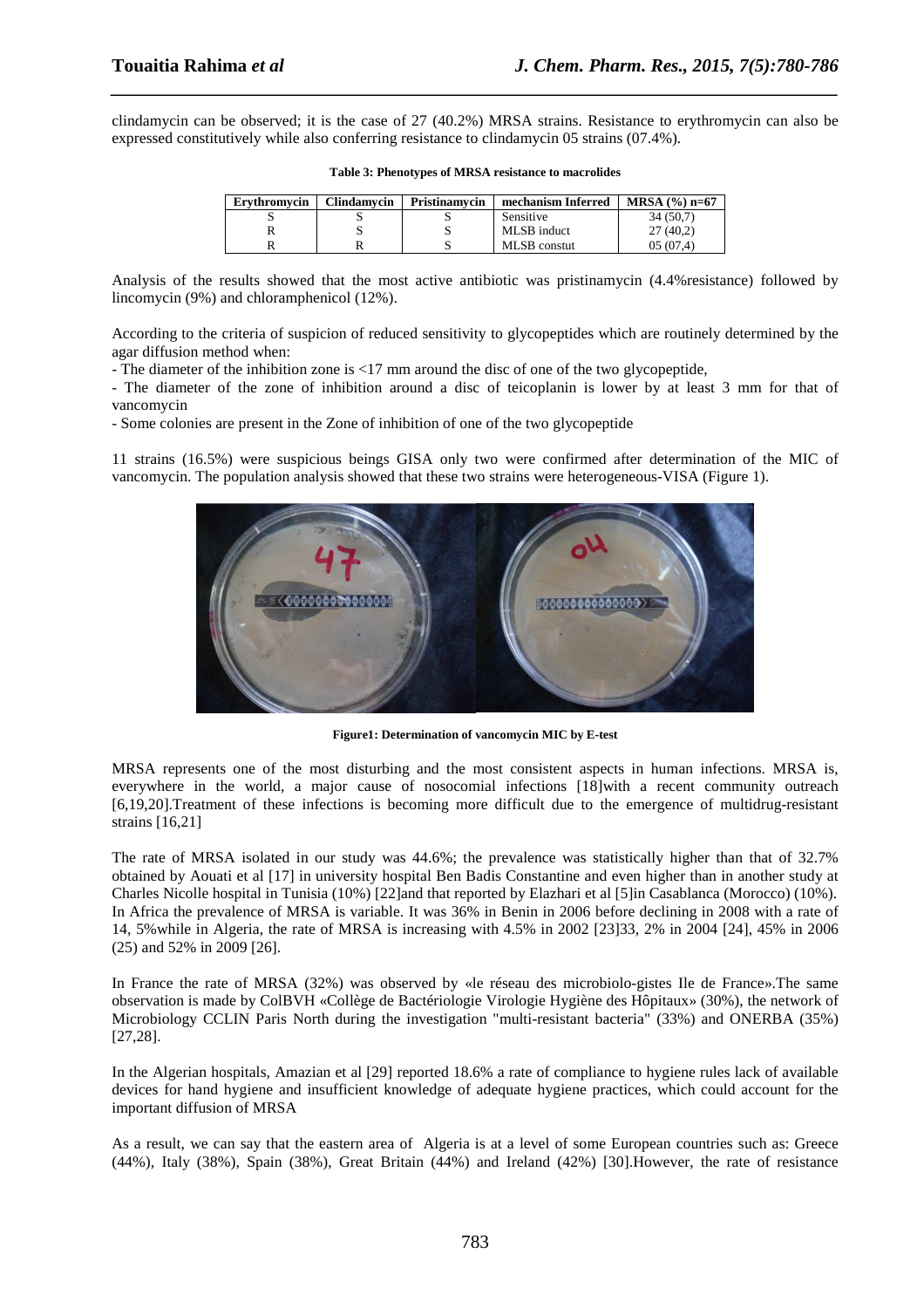clindamycin can be observed; it is the case of 27 (40.2%) MRSA strains. Resistance to erythromycin can also be expressed constitutively while also conferring resistance to clindamycin 05 strains (07.4%).

**Table 3: Phenotypes of MRSA resistance to macrolides**

| Erythromycin | Clindamycin | Pristinamycin | mechanism Inferred | MRSA (%) n=67 |
|---|---|---|---|---|
| S | S | S | Sensitive | 34 (50,7) |
| R | S | S | MLSB induct | 27 (40,2) |
| R | R | S | MLSB constut | 05 (07,4) |

Analysis of the results showed that the most active antibiotic was pristinamycin (4.4%resistance) followed by lincomycin (9%) and chloramphenicol (12%).

According to the criteria of suspicion of reduced sensitivity to glycopeptides which are routinely determined by the agar diffusion method when:

- The diameter of the inhibition zone is <17 mm around the disc of one of the two glycopeptide,
- The diameter of the zone of inhibition around a disc of teicoplanin is lower by at least 3 mm for that of vancomycin
- Some colonies are present in the Zone of inhibition of one of the two glycopeptide

11 strains (16.5%) were suspicious beings GISA only two were confirmed after determination of the MIC of vancomycin. The population analysis showed that these two strains were heterogeneous-VISA (Figure 1).

**Figure1: Determination of vancomycin MIC by E-test**

MRSA represents one of the most disturbing and the most consistent aspects in human infections. MRSA is, everywhere in the world, a major cause of nosocomial infections [18]with a recent community outreach [6,19,20].Treatment of these infections is becoming more difficult due to the emergence of multidrug-resistant strains [16,21]

The rate of MRSA isolated in our study was 44.6%; the prevalence was statistically higher than that of 32.7% obtained by Aouati et al [17] in university hospital Ben Badis Constantine and even higher than in another study at Charles Nicolle hospital in Tunisia (10%) [22]and that reported by Elazhari et al [5]in Casablanca (Morocco) (10%). In Africa the prevalence of MRSA is variable. It was 36% in Benin in 2006 before declining in 2008 with a rate of 14, 5%while in Algeria, the rate of MRSA is increasing with 4.5% in 2002 [23]33, 2% in 2004 [24], 45% in 2006 (25) and 52% in 2009 [26].

In France the rate of MRSA (32%) was observed by «le réseau des microbiolo-gistes Ile de France».The same observation is made by ColBVH «Collège de Bactériologie Virologie Hygiène des Hôpitaux» (30%), the network of Microbiology CCLIN Paris North during the investigation "multi-resistant bacteria" (33%) and ONERBA (35%) [27,28].

In the Algerian hospitals, Amazian et al [29] reported 18.6% a rate of compliance to hygiene rules lack of available devices for hand hygiene and insufficient knowledge of adequate hygiene practices, which could account for the important diffusion of MRSA

As a result, we can say that the eastern area of Algeria is at a level of some European countries such as: Greece (44%), Italy (38%), Spain (38%), Great Britain (44%) and Ireland (42%) [30].However, the rate of resistance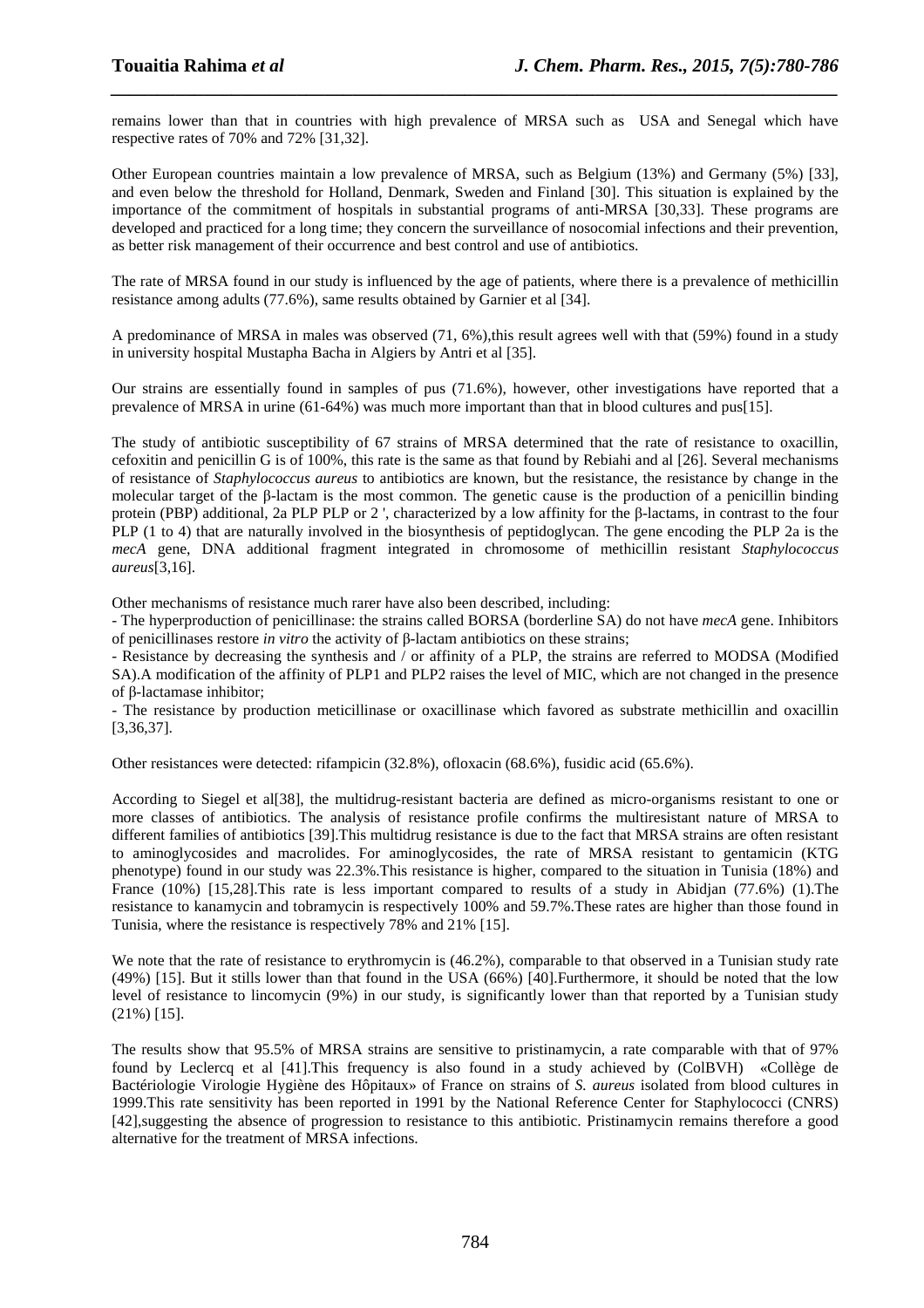remains lower than that in countries with high prevalence of MRSA such as USA and Senegal which have respective rates of 70% and 72% [31,32].

Other European countries maintain a low prevalence of MRSA, such as Belgium (13%) and Germany (5%) [33], and even below the threshold for Holland, Denmark, Sweden and Finland [30]. This situation is explained by the importance of the commitment of hospitals in substantial programs of anti-MRSA [30,33]. These programs are developed and practiced for a long time; they concern the surveillance of nosocomial infections and their prevention, as better risk management of their occurrence and best control and use of antibiotics.

The rate of MRSA found in our study is influenced by the age of patients, where there is a prevalence of methicillin resistance among adults (77.6%), same results obtained by Garnier et al [34].

A predominance of MRSA in males was observed (71, 6%),this result agrees well with that (59%) found in a study in university hospital Mustapha Bacha in Algiers by Antri et al [35].

Our strains are essentially found in samples of pus (71.6%), however, other investigations have reported that a prevalence of MRSA in urine (61-64%) was much more important than that in blood cultures and pus[15].

The study of antibiotic susceptibility of 67 strains of MRSA determined that the rate of resistance to oxacillin, cefoxitin and penicillin G is of 100%, this rate is the same as that found by Rebiahi and al [26]. Several mechanisms of resistance of *Staphylococcus aureus* to antibiotics are known, but the resistance, the resistance by change in the molecular target of the β-lactam is the most common. The genetic cause is the production of a penicillin binding protein (PBP) additional, 2a PLP PLP or 2 ', characterized by a low affinity for the β-lactams, in contrast to the four PLP (1 to 4) that are naturally involved in the biosynthesis of peptidoglycan. The gene encoding the PLP 2a is the *mecA* gene, DNA additional fragment integrated in chromosome of methicillin resistant *Staphylococcus aureus*[3,16].

Other mechanisms of resistance much rarer have also been described, including:

- The hyperproduction of penicillinase: the strains called BORSA (borderline SA) do not have *mecA* gene. Inhibitors of penicillinases restore *in vitro* the activity of β-lactam antibiotics on these strains;
- Resistance by decreasing the synthesis and / or affinity of a PLP, the strains are referred to MODSA (Modified SA).A modification of the affinity of PLP1 and PLP2 raises the level of MIC, which are not changed in the presence of β-lactamase inhibitor;
- The resistance by production meticillinase or oxacillinase which favored as substrate methicillin and oxacillin [3,36,37].

Other resistances were detected: rifampicin (32.8%), ofloxacin (68.6%), fusidic acid (65.6%).

According to Siegel et al[38], the multidrug-resistant bacteria are defined as micro-organisms resistant to one or more classes of antibiotics. The analysis of resistance profile confirms the multiresistant nature of MRSA to different families of antibiotics [39].This multidrug resistance is due to the fact that MRSA strains are often resistant to aminoglycosides and macrolides. For aminoglycosides, the rate of MRSA resistant to gentamicin (KTG phenotype) found in our study was 22.3%.This resistance is higher, compared to the situation in Tunisia (18%) and France (10%) [15,28].This rate is less important compared to results of a study in Abidjan (77.6%) (1).The resistance to kanamycin and tobramycin is respectively 100% and 59.7%.These rates are higher than those found in Tunisia, where the resistance is respectively 78% and 21% [15].

We note that the rate of resistance to erythromycin is (46.2%), comparable to that observed in a Tunisian study rate (49%) [15]. But it stills lower than that found in the USA (66%) [40].Furthermore, it should be noted that the low level of resistance to lincomycin (9%) in our study, is significantly lower than that reported by a Tunisian study (21%) [15].

The results show that 95.5% of MRSA strains are sensitive to pristinamycin, a rate comparable with that of 97% found by Leclercq et al [41].This frequency is also found in a study achieved by (ColBVH) «Collège de Bactériologie Virologie Hygiène des Hôpitaux» of France on strains of *S. aureus* isolated from blood cultures in 1999.This rate sensitivity has been reported in 1991 by the National Reference Center for Staphylococci (CNRS) [42],suggesting the absence of progression to resistance to this antibiotic. Pristinamycin remains therefore a good alternative for the treatment of MRSA infections.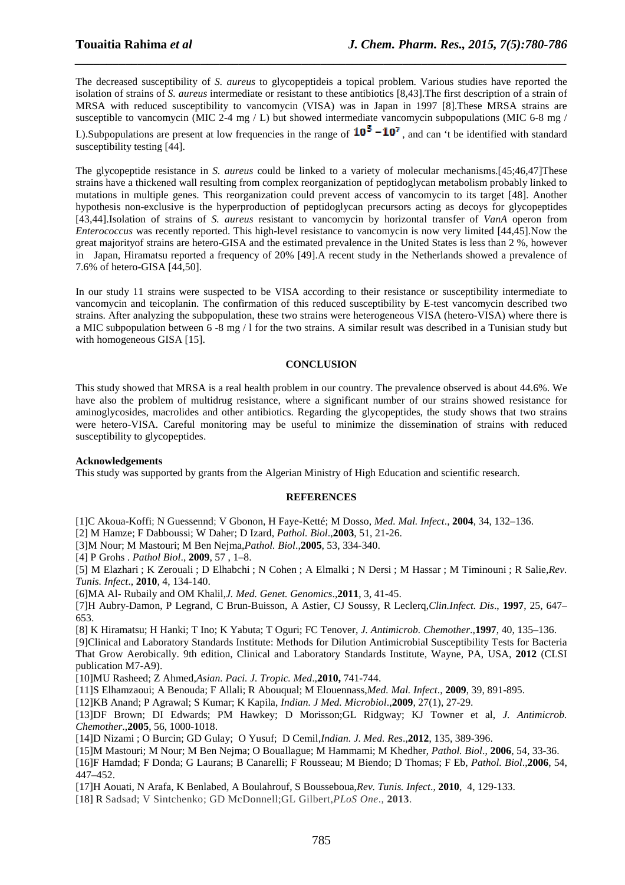The decreased susceptibility of *S. aureus* to glycopeptideis a topical problem. Various studies have reported the isolation of strains of *S. aureus* intermediate or resistant to these antibiotics [8,43].The first description of a strain of MRSA with reduced susceptibility to vancomycin (VISA) was in Japan in 1997 [8].These MRSA strains are susceptible to vancomycin (MIC 2-4 mg / L) but showed intermediate vancomycin subpopulations (MIC 6-8 mg / L).Subpopulations are present at low frequencies in the range of $10^5 - 10^7$, and can 't be identified with standard susceptibility testing [44].

The glycopeptide resistance in *S. aureus* could be linked to a variety of molecular mechanisms.[45;46,47]These strains have a thickened wall resulting from complex reorganization of peptidoglycan metabolism probably linked to mutations in multiple genes. This reorganization could prevent access of vancomycin to its target [48]. Another hypothesis non-exclusive is the hyperproduction of peptidoglycan precursors acting as decoys for glycopeptides [43,44].Isolation of strains of *S. aureus* resistant to vancomycin by horizontal transfer of *VanA* operon from *Enterococcus* was recently reported. This high-level resistance to vancomycin is now very limited [44,45].Now the great majorityof strains are hetero-GISA and the estimated prevalence in the United States is less than 2 %, however in Japan, Hiramatsu reported a frequency of 20% [49].A recent study in the Netherlands showed a prevalence of 7.6% of hetero-GISA [44,50].

In our study 11 strains were suspected to be VISA according to their resistance or susceptibility intermediate to vancomycin and teicoplanin. The confirmation of this reduced susceptibility by E-test vancomycin described two strains. After analyzing the subpopulation, these two strains were heterogeneous VISA (hetero-VISA) where there is a MIC subpopulation between 6 -8 mg / l for the two strains. A similar result was described in a Tunisian study but with homogeneous GISA [15].

## CONCLUSION

This study showed that MRSA is a real health problem in our country. The prevalence observed is about 44.6%. We have also the problem of multidrug resistance, where a significant number of our strains showed resistance for aminoglycosides, macrolides and other antibiotics. Regarding the glycopeptides, the study shows that two strains were hetero-VISA. Careful monitoring may be useful to minimize the dissemination of strains with reduced susceptibility to glycopeptides.

### Acknowledgements

This study was supported by grants from the Algerian Ministry of High Education and scientific research.

## REFERENCES

[1]C Akoua-Koffi; N Guessennd; V Gbonon, H Faye-Ketté; M Dosso, *Med. Mal. Infect*., **2004**, 34, 132–136.

[2] M Hamze; F Dabboussi; W Daher; D Izard, *Pathol. Biol*.,**2003**, 51, 21-26.

[3]M Nour; M Mastouri; M Ben Nejma,*Pathol. Biol*.,**2005**, 53, 334-340.

[4] P Grohs . *Pathol Biol*., **2009**, 57 , 1–8.

[5] M Elazhari ; K Zerouali ; D Elhabchi ; N Cohen ; A Elmalki ; N Dersi ; M Hassar ; M Timinouni ; R Salie,*Rev. Tunis. Infect*., **2010**, 4, 134-140.

[6]MA Al- Rubaily and OM Khalil,*J. Med. Genet. Genomics*.,**2011**, 3, 41-45.

[7]H Aubry-Damon, P Legrand, C Brun-Buisson, A Astier, CJ Soussy, R Leclerq,*Clin.Infect. Dis*., **1997**, 25, 647–653.

[8] K Hiramatsu; H Hanki; T Ino; K Yabuta; T Oguri; FC Tenover, *J. Antimicrob. Chemother*.,**1997**, 40, 135–136.

[9]Clinical and Laboratory Standards Institute: Methods for Dilution Antimicrobial Susceptibility Tests for Bacteria That Grow Aerobically. 9th edition, Clinical and Laboratory Standards Institute, Wayne, PA, USA, **2012** (CLSI publication M7-A9).

[10]MU Rasheed; Z Ahmed,*Asian. Paci. J. Tropic. Med*.,**2010,** 741-744.

[11]S Elhamzaoui; A Benouda; F Allali; R Abouqual; M Elouennass,*Med. Mal. Infect*., **2009**, 39, 891-895.

[12]KB Anand; P Agrawal; S Kumar; K Kapila, *Indian. J Med. Microbiol*.,**2009**, 27(1), 27-29.

[13]DF Brown; DI Edwards; PM Hawkey; D Morisson;GL Ridgway; KJ Towner et al, *J. Antimicrob. Chemother*.,**2005**, 56, 1000-1018.

[14]D Nizami ; O Burcin; GD Gulay; O Yusuf; D Cemil,*Indian. J. Med. Res*.,**2012**, 135, 389-396.

[15]M Mastouri; M Nour; M Ben Nejma; O Bouallague; M Hammami; M Khedher, *Pathol. Biol*., **2006**, 54, 33-36.

[16]F Hamdad; F Donda; G Laurans; B Canarelli; F Rousseau; M Biendo; D Thomas; F Eb, *Pathol. Biol*.,**2006**, 54, 447–452.

[17]H Aouati, N Arafa, K Benlabed, A Boulahrouf, S Bousseboua,*Rev. Tunis. Infect*., **2010**, 4, 129-133.

[18] R Sadsad; V Sintchenko; GD McDonnell;GL Gilbert,*PLoS One*., **2013**.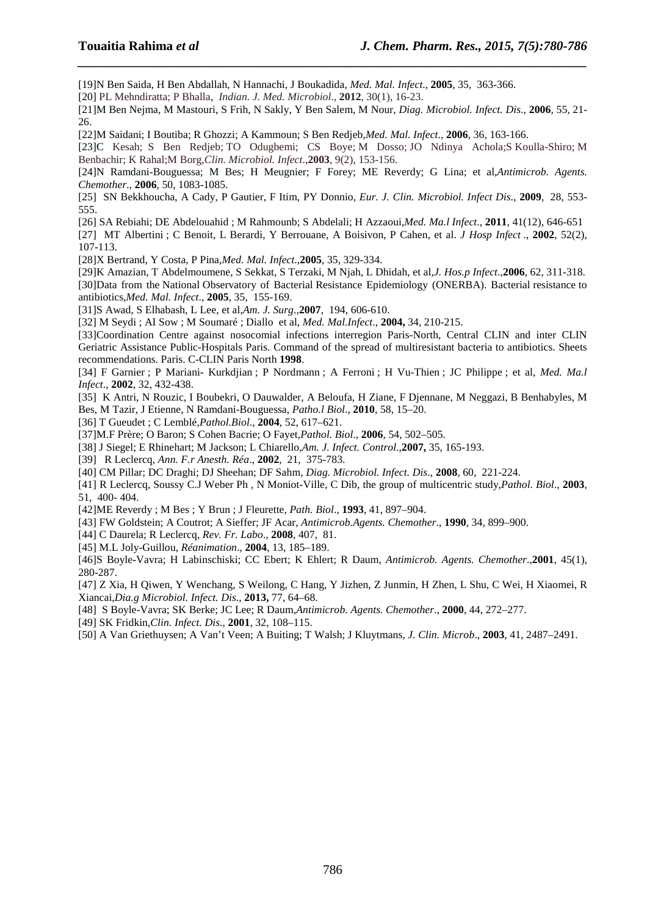[19]N Ben Saida, H Ben Abdallah, N Hannachi, J Boukadida, *Med. Mal. Infect*., **2005**, 35, 363-366.

[20] PL Mehndiratta; P Bhalla, *Indian. J. Med. Microbiol*., **2012**, 30(1), 16-23.

[21]M Ben Nejma, M Mastouri, S Frih, N Sakly, Y Ben Salem, M Nour, *Diag. Microbiol. Infect. Dis*., **2006**, 55, 21-26.

[22]M Saidani; I Boutiba; R Ghozzi; A Kammoun; S Ben Redjeb,*Med. Mal. Infect*., **2006**, 36, 163-166.

[23]C Kesah; S Ben Redjeb; TO Odugbemi; CS Boye; M Dosso; JO Ndinya Achola;S Koulla-Shiro; M Benbachir; K Rahal;M Borg,*Clin. Microbiol. Infect*.,**2003**, 9(2), 153-156.

[24]N Ramdani-Bouguessa; M Bes; H Meugnier; F Forey; ME Reverdy; G Lina; et al,*Antimicrob. Agents. Chemother*., **2006**, 50, 1083-1085.

[25] SN Bekkhoucha, A Cady, P Gautier, F Itim, PY Donnio, *Eur. J. Clin. Microbiol. Infect Dis*., **2009**, 28, 553-555.

[26] SA Rebiahi; DE Abdelouahid ; M Rahmounb; S Abdelali; H Azzaoui,*Med. Ma.l Infect*., **2011**, 41(12), 646-651

[27] MT Albertini ; C Benoit, L Berardi, Y Berrouane, A Boisivon, P Cahen, et al. *J Hosp Infect* ., **2002**, 52(2), 107-113.

[28]X Bertrand, Y Costa, P Pina,*Med. Mal. Infect*.,**2005**, 35, 329-334.

[29]K Amazian, T Abdelmoumene, S Sekkat, S Terzaki, M Njah, L Dhidah, et al,*J. Hos.p Infect*.,**2006**, 62, 311-318.

[30]Data from the National Observatory of Bacterial Resistance Epidemiology (ONERBA). Bacterial resistance to antibiotics,*Med. Mal. Infect*., **2005**, 35, 155-169.

[31]S Awad, S Elhabash, L Lee, et al,*Am. J. Surg*.,**2007**, 194, 606-610.

[32] M Seydi ; AI Sow ; M Soumaré ; Diallo et al, *Med. Mal.Infect*., **2004,** 34, 210-215.

[33]Coordination Centre against nosocomial infections interregion Paris-North, Central CLIN and inter CLIN Geriatric Assistance Public-Hospitals Paris. Command of the spread of multiresistant bacteria to antibiotics. Sheets recommendations. Paris. C-CLIN Paris North **1998**.

[34] F Garnier ; P Mariani- Kurkdjian ; P Nordmann ; A Ferroni ; H Vu-Thien ; JC Philippe ; et al, *Med. Ma.l Infect*., **2002**, 32, 432-438.

[35] K Antri, N Rouzic, I Boubekri, O Dauwalder, A Beloufa, H Ziane, F Djennane, M Neggazi, B Benhabyles, M Bes, M Tazir, J Etienne, N Ramdani-Bouguessa, *Patho.l Biol*., **2010**, 58, 15–20.

[36] T Gueudet ; C Lemblé,*Pathol.Biol*., **2004**, 52, 617–621.

[37]M.F Prère; O Baron; S Cohen Bacrie; O Fayet,*Pathol. Biol*., **2006**, 54, 502–505.

[38] J Siegel; E Rhinehart; M Jackson; L Chiarello,*Am. J. Infect. Control*.,**2007,** 35, 165-193.

[39] R Leclercq, *Ann. F.r Anesth. Réa*., **2002**, 21, 375-783.

[40] CM Pillar; DC Draghi; DJ Sheehan; DF Sahm, *Diag. Microbiol. Infect. Dis*., **2008**, 60, 221-224.

[41] R Leclercq, Soussy C.J Weber Ph , N Moniot-Ville, C Dib, the group of multicentric study,*Pathol. Biol*., **2003**, 51, 400- 404.

[42]ME Reverdy ; M Bes ; Y Brun ; J Fleurette, *Path. Biol*., **1993**, 41, 897–904.

[43] FW Goldstein; A Coutrot; A Sieffer; JF Acar, *Antimicrob.Agents. Chemother*., **1990**, 34, 899–900.

[44] C Daurela; R Leclercq, *Rev. Fr. Labo*., **2008**, 407, 81.

[45] M.L Joly-Guillou, *Réanimation*., **2004**, 13, 185–189.

[46]S Boyle-Vavra; H Labinschiski; CC Ebert; K Ehlert; R Daum, *Antimicrob. Agents. Chemother*.,**2001**, 45(1), 280-287.

[47] Z Xia, H Qiwen, Y Wenchang, S Weilong, C Hang, Y Jizhen, Z Junmin, H Zhen, L Shu, C Wei, H Xiaomei, R Xiancai,*Dia.g Microbiol. Infect. Dis*., **2013,** 77, 64–68.

[48] S Boyle-Vavra; SK Berke; JC Lee; R Daum,*Antimicrob. Agents. Chemother*., **2000**, 44, 272–277.

[49] SK Fridkin,*Clin. Infect. Dis*., **2001**, 32, 108–115.

[50] A Van Griethuysen; A Van't Veen; A Buiting; T Walsh; J Kluytmans, *J. Clin. Microb*., **2003**, 41, 2487–2491.